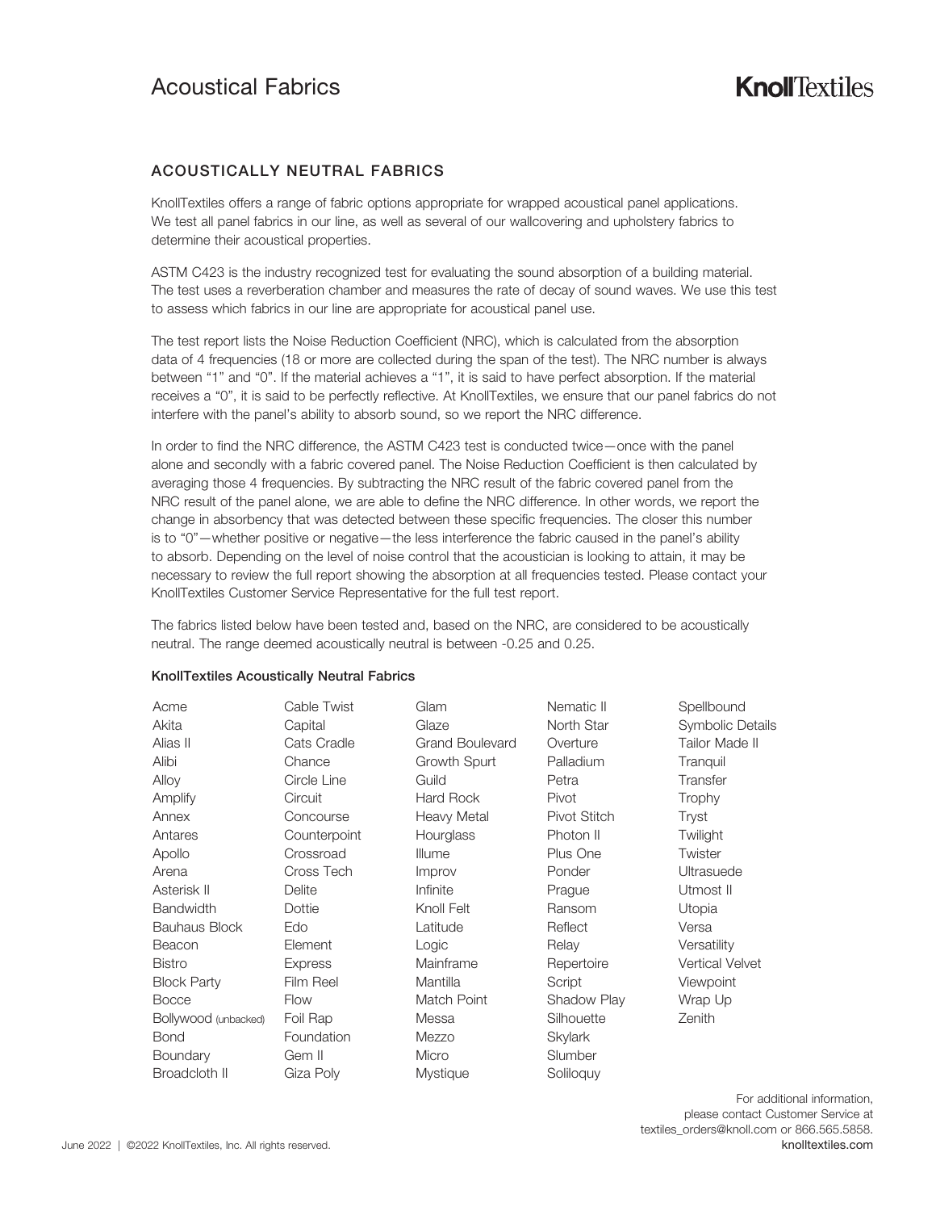# Acoustical Fabrics

KnollTextiles

## ACOUSTICALLY NEUTRAL FABRICS

KnollTextiles offers a range of fabric options appropriate for wrapped acoustical panel applications. We test all panel fabrics in our line, as well as several of our wallcovering and upholstery fabrics to determine their acoustical properties.

ASTM C423 is the industry recognized test for evaluating the sound absorption of a building material. The test uses a reverberation chamber and measures the rate of decay of sound waves. We use this test to assess which fabrics in our line are appropriate for acoustical panel use.

The test report lists the Noise Reduction Coefficient (NRC), which is calculated from the absorption data of 4 frequencies (18 or more are collected during the span of the test). The NRC number is always between "1" and "0". If the material achieves a "1", it is said to have perfect absorption. If the material receives a "0", it is said to be perfectly reflective. At KnollTextiles, we ensure that our panel fabrics do not interfere with the panel's ability to absorb sound, so we report the NRC difference.

In order to find the NRC difference, the ASTM C423 test is conducted twice—once with the panel alone and secondly with a fabric covered panel. The Noise Reduction Coefficient is then calculated by averaging those 4 frequencies. By subtracting the NRC result of the fabric covered panel from the NRC result of the panel alone, we are able to define the NRC difference. In other words, we report the change in absorbency that was detected between these specific frequencies. The closer this number is to "0"—whether positive or negative—the less interference the fabric caused in the panel's ability to absorb. Depending on the level of noise control that the acoustician is looking to attain, it may be necessary to review the full report showing the absorption at all frequencies tested. Please contact your KnollTextiles Customer Service Representative for the full test report.

The fabrics listed below have been tested and, based on the NRC, are considered to be acoustically neutral. The range deemed acoustically neutral is between -0.25 and 0.25.

**KnollTextiles Acoustically Neutral Fabrics**

- Acme
- Akita
- Alias II
- Alibi
- Alloy
- Amplify
- Annex
- Antares
- Apollo
- Arena
- Asterisk II
- Bandwidth
- Bauhaus Block
- Beacon
- Bistro
- Block Party
- Bocce
- Bollywood (unbacked)
- Bond
- Boundary
- Broadcloth II
- Cable Twist
- Capital
- Cats Cradle
- Chance
- Circle Line
- Circuit
- Concourse
- Counterpoint
- Crossroad
- Cross Tech
- Delite
- Dottie
- Edo
- Element
- Express
- Film Reel
- Flow
- Foil Rap
- Foundation
- Gem II
- Giza Poly
- Glam
- Glaze
- Grand Boulevard
- Growth Spurt
- Guild
- Hard Rock
- Heavy Metal
- Hourglass
- Illume
- Improv
- Infinite
- Knoll Felt
- Latitude
- Logic
- Mainframe
- Mantilla
- Match Point
- Messa
- Mezzo
- Micro
- Mystique
- Nematic II
- North Star
- Overture
- Palladium
- Petra
- Pivot
- Pivot Stitch
- Photon II
- Plus One
- Ponder
- Prague
- Ransom
- Reflect
- Relay
- Repertoire
- Script
- Shadow Play
- Silhouette
- Skylark
- Slumber
- Soliloquy
- Spellbound
- Symbolic Details
- Tailor Made II
- Tranquil
- Transfer
- Trophy
- Tryst
- Twilight
- Twister
- Ultrasuede
- Utmost II
- Utopia
- Versa
- Versatility
- Vertical Velvet
- Viewpoint
- Wrap Up
- Zenith

For additional information, please contact Customer Service at textiles_orders@knoll.com or 866.565.5858.
knolltextiles.com

June 2022 | ©2022 KnollTextiles, Inc. All rights reserved.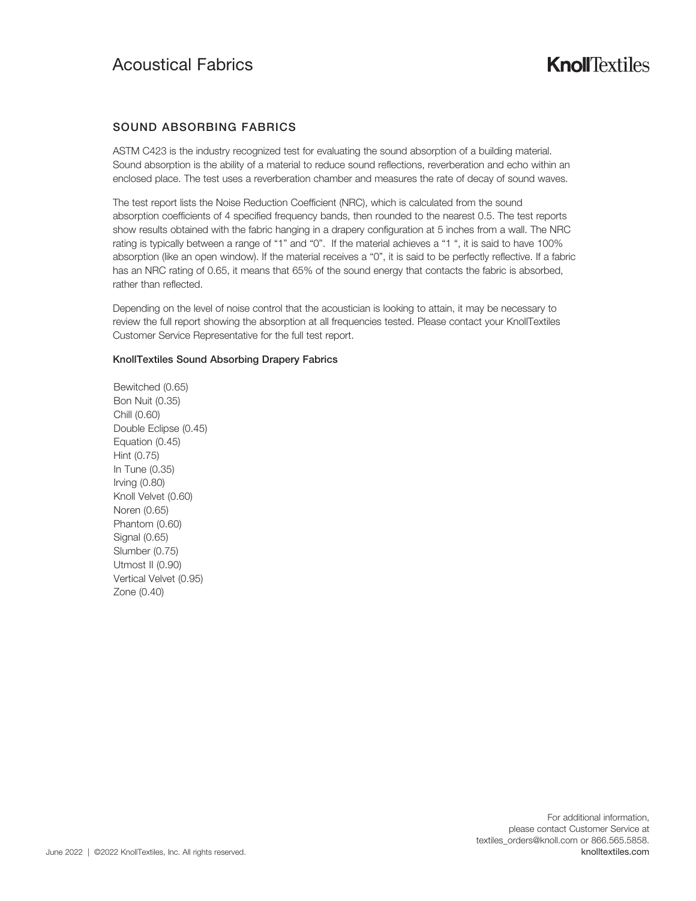# Acoustical Fabrics

KnollTextiles

## SOUND ABSORBING FABRICS

ASTM C423 is the industry recognized test for evaluating the sound absorption of a building material. Sound absorption is the ability of a material to reduce sound reflections, reverberation and echo within an enclosed place. The test uses a reverberation chamber and measures the rate of decay of sound waves.

The test report lists the Noise Reduction Coefficient (NRC), which is calculated from the sound absorption coefficients of 4 specified frequency bands, then rounded to the nearest 0.5. The test reports show results obtained with the fabric hanging in a drapery configuration at 5 inches from a wall. The NRC rating is typically between a range of "1" and "0". If the material achieves a "1 ", it is said to have 100% absorption (like an open window). If the material receives a "0", it is said to be perfectly reflective. If a fabric has an NRC rating of 0.65, it means that 65% of the sound energy that contacts the fabric is absorbed, rather than reflected.

Depending on the level of noise control that the acoustician is looking to attain, it may be necessary to review the full report showing the absorption at all frequencies tested. Please contact your KnollTextiles Customer Service Representative for the full test report.

**KnollTextiles Sound Absorbing Drapery Fabrics**

Bewitched (0.65)
Bon Nuit (0.35)
Chill (0.60)
Double Eclipse (0.45)
Equation (0.45)
Hint (0.75)
In Tune (0.35)
Irving (0.80)
Knoll Velvet (0.60)
Noren (0.65)
Phantom (0.60)
Signal (0.65)
Slumber (0.75)
Utmost II (0.90)
Vertical Velvet (0.95)
Zone (0.40)

For additional information, please contact Customer Service at textiles_orders@knoll.com or 866.565.5858.
knolltextiles.com

June 2022 | ©2022 KnollTextiles, Inc. All rights reserved.